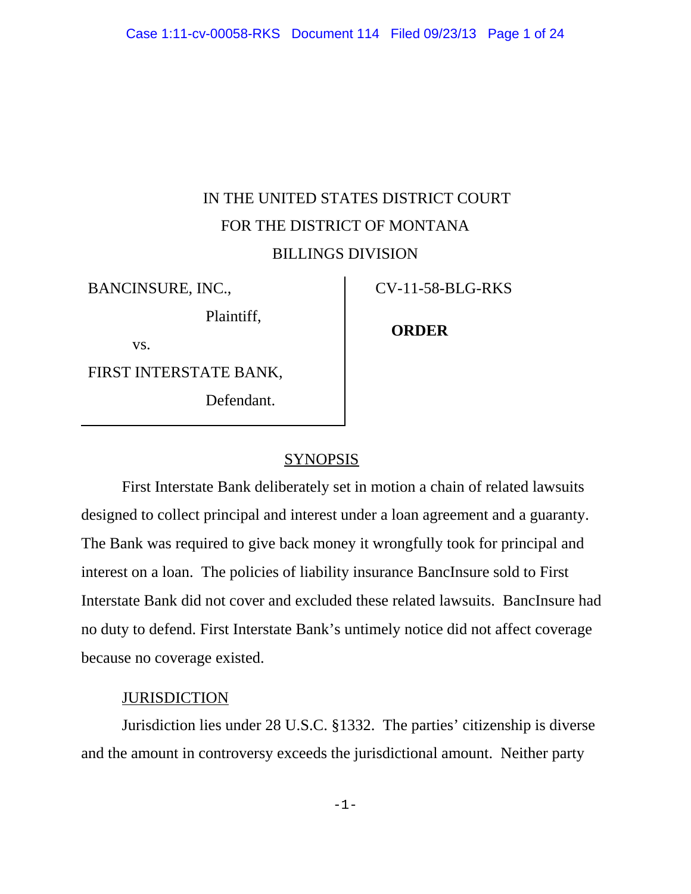IN THE UNITED STATES DISTRICT COURT
FOR THE DISTRICT OF MONTANA
BILLINGS DIVISION

| | |
|---|---|
| BANCINSURE, INC., Plaintiff, vs. FIRST INTERSTATE BANK, Defendant. | CV-11-58-BLG-RKS **ORDER** |

## SYNOPSIS

First Interstate Bank deliberately set in motion a chain of related lawsuits designed to collect principal and interest under a loan agreement and a guaranty. The Bank was required to give back money it wrongfully took for principal and interest on a loan. The policies of liability insurance BancInsure sold to First Interstate Bank did not cover and excluded these related lawsuits. BancInsure had no duty to defend. First Interstate Bank's untimely notice did not affect coverage because no coverage existed.

## JURISDICTION

Jurisdiction lies under 28 U.S.C. §1332. The parties' citizenship is diverse and the amount in controversy exceeds the jurisdictional amount. Neither party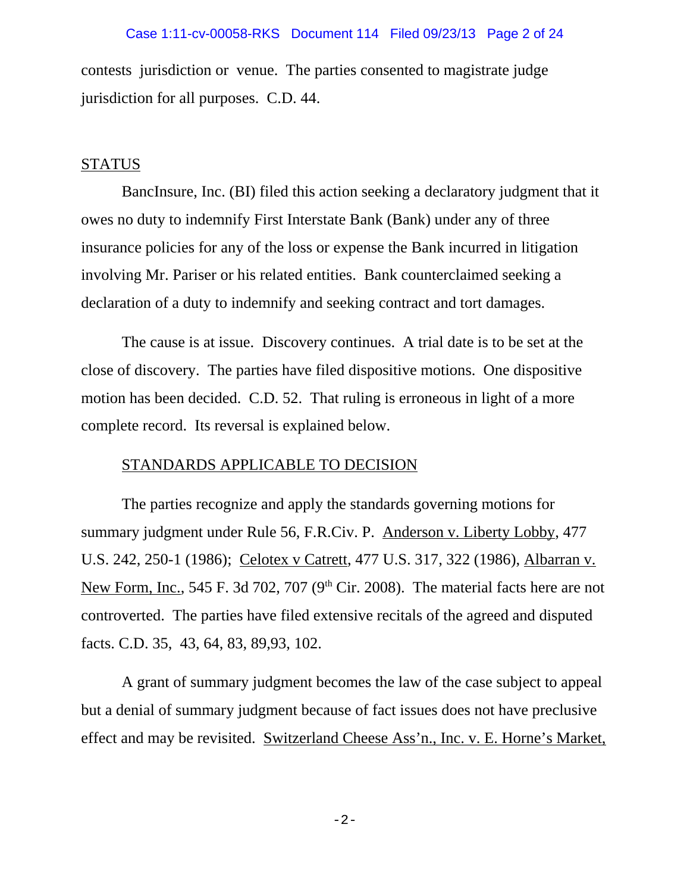contests jurisdiction or venue. The parties consented to magistrate judge jurisdiction for all purposes. C.D. 44.

## STATUS

BancInsure, Inc. (BI) filed this action seeking a declaratory judgment that it owes no duty to indemnify First Interstate Bank (Bank) under any of three insurance policies for any of the loss or expense the Bank incurred in litigation involving Mr. Pariser or his related entities. Bank counterclaimed seeking a declaration of a duty to indemnify and seeking contract and tort damages.

The cause is at issue. Discovery continues. A trial date is to be set at the close of discovery. The parties have filed dispositive motions. One dispositive motion has been decided. C.D. 52. That ruling is erroneous in light of a more complete record. Its reversal is explained below.

## STANDARDS APPLICABLE TO DECISION

The parties recognize and apply the standards governing motions for summary judgment under Rule 56, F.R.Civ. P. Anderson v. Liberty Lobby, 477 U.S. 242, 250-1 (1986); Celotex v Catrett, 477 U.S. 317, 322 (1986), Albarran v. New Form, Inc., 545 F. 3d 702, 707 (9th Cir. 2008). The material facts here are not controverted. The parties have filed extensive recitals of the agreed and disputed facts. C.D. 35, 43, 64, 83, 89,93, 102.

A grant of summary judgment becomes the law of the case subject to appeal but a denial of summary judgment because of fact issues does not have preclusive effect and may be revisited. Switzerland Cheese Ass'n., Inc. v. E. Horne's Market,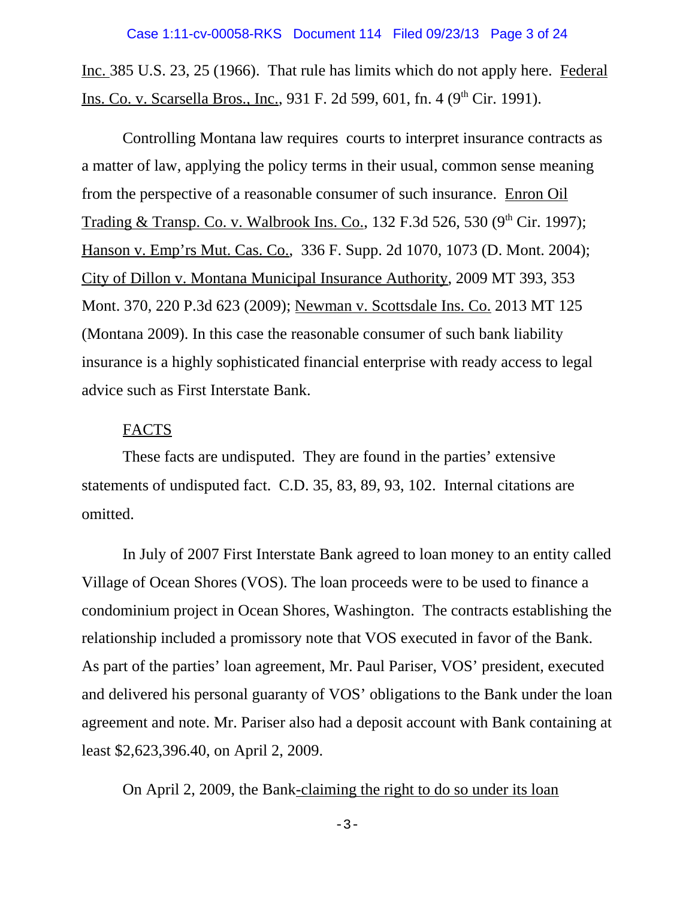Inc. 385 U.S. 23, 25 (1966). That rule has limits which do not apply here. Federal Ins. Co. v. Scarsella Bros., Inc., 931 F. 2d 599, 601, fn. 4 (9th Cir. 1991).

Controlling Montana law requires courts to interpret insurance contracts as a matter of law, applying the policy terms in their usual, common sense meaning from the perspective of a reasonable consumer of such insurance. Enron Oil Trading & Transp. Co. v. Walbrook Ins. Co., 132 F.3d 526, 530 (9th Cir. 1997); Hanson v. Emp'rs Mut. Cas. Co., 336 F. Supp. 2d 1070, 1073 (D. Mont. 2004); City of Dillon v. Montana Municipal Insurance Authority, 2009 MT 393, 353 Mont. 370, 220 P.3d 623 (2009); Newman v. Scottsdale Ins. Co. 2013 MT 125 (Montana 2009). In this case the reasonable consumer of such bank liability insurance is a highly sophisticated financial enterprise with ready access to legal advice such as First Interstate Bank.

FACTS

These facts are undisputed. They are found in the parties' extensive statements of undisputed fact. C.D. 35, 83, 89, 93, 102. Internal citations are omitted.

In July of 2007 First Interstate Bank agreed to loan money to an entity called Village of Ocean Shores (VOS). The loan proceeds were to be used to finance a condominium project in Ocean Shores, Washington. The contracts establishing the relationship included a promissory note that VOS executed in favor of the Bank. As part of the parties' loan agreement, Mr. Paul Pariser, VOS' president, executed and delivered his personal guaranty of VOS' obligations to the Bank under the loan agreement and note. Mr. Pariser also had a deposit account with Bank containing at least $2,623,396.40, on April 2, 2009.

On April 2, 2009, the Bank-claiming the right to do so under its loan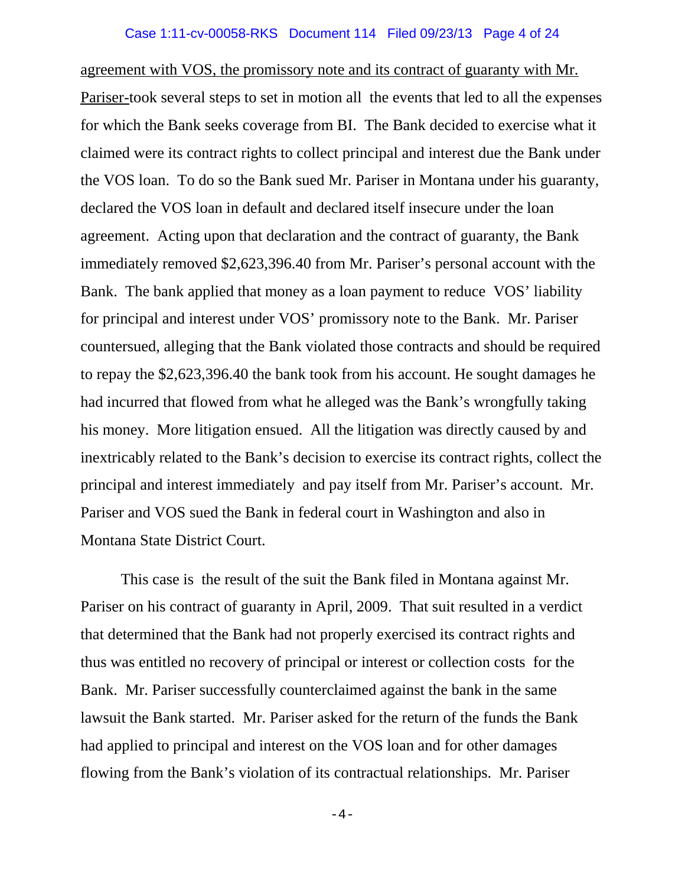agreement with VOS, the promissory note and its contract of guaranty with Mr. Pariser-took several steps to set in motion all the events that led to all the expenses for which the Bank seeks coverage from BI. The Bank decided to exercise what it claimed were its contract rights to collect principal and interest due the Bank under the VOS loan. To do so the Bank sued Mr. Pariser in Montana under his guaranty, declared the VOS loan in default and declared itself insecure under the loan agreement. Acting upon that declaration and the contract of guaranty, the Bank immediately removed $2,623,396.40 from Mr. Pariser's personal account with the Bank. The bank applied that money as a loan payment to reduce VOS' liability for principal and interest under VOS' promissory note to the Bank. Mr. Pariser countersued, alleging that the Bank violated those contracts and should be required to repay the $2,623,396.40 the bank took from his account. He sought damages he had incurred that flowed from what he alleged was the Bank's wrongfully taking his money. More litigation ensued. All the litigation was directly caused by and inextricably related to the Bank's decision to exercise its contract rights, collect the principal and interest immediately and pay itself from Mr. Pariser's account. Mr. Pariser and VOS sued the Bank in federal court in Washington and also in Montana State District Court.

This case is the result of the suit the Bank filed in Montana against Mr. Pariser on his contract of guaranty in April, 2009. That suit resulted in a verdict that determined that the Bank had not properly exercised its contract rights and thus was entitled no recovery of principal or interest or collection costs for the Bank. Mr. Pariser successfully counterclaimed against the bank in the same lawsuit the Bank started. Mr. Pariser asked for the return of the funds the Bank had applied to principal and interest on the VOS loan and for other damages flowing from the Bank's violation of its contractual relationships. Mr. Pariser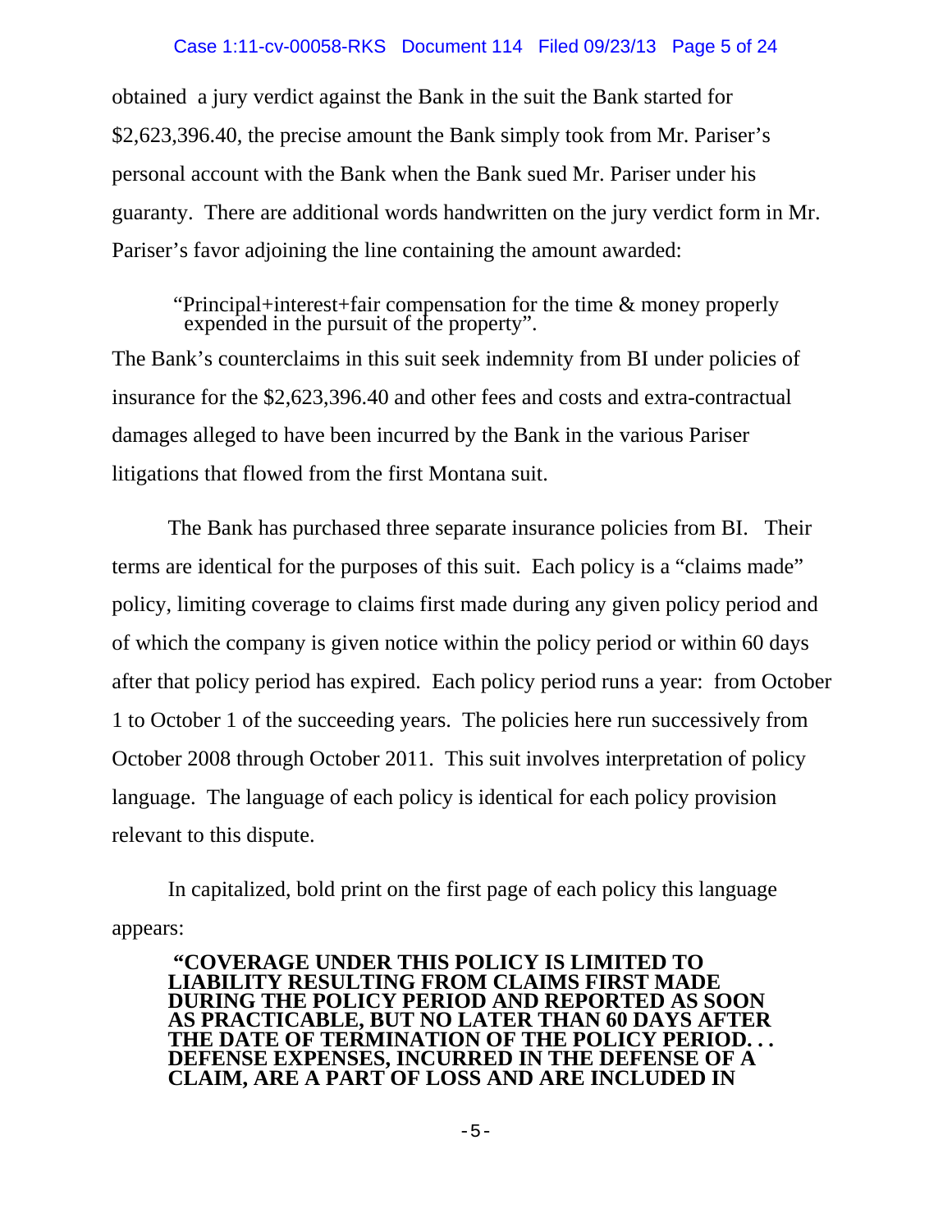obtained a jury verdict against the Bank in the suit the Bank started for $2,623,396.40, the precise amount the Bank simply took from Mr. Pariser's personal account with the Bank when the Bank sued Mr. Pariser under his guaranty. There are additional words handwritten on the jury verdict form in Mr. Pariser's favor adjoining the line containing the amount awarded:

> "Principal+interest+fair compensation for the time & money properly expended in the pursuit of the property".

The Bank's counterclaims in this suit seek indemnity from BI under policies of insurance for the $2,623,396.40 and other fees and costs and extra-contractual damages alleged to have been incurred by the Bank in the various Pariser litigations that flowed from the first Montana suit.

The Bank has purchased three separate insurance policies from BI. Their terms are identical for the purposes of this suit. Each policy is a "claims made" policy, limiting coverage to claims first made during any given policy period and of which the company is given notice within the policy period or within 60 days after that policy period has expired. Each policy period runs a year: from October 1 to October 1 of the succeeding years. The policies here run successively from October 2008 through October 2011. This suit involves interpretation of policy language. The language of each policy is identical for each policy provision relevant to this dispute.

In capitalized, bold print on the first page of each policy this language appears:

> **"COVERAGE UNDER THIS POLICY IS LIMITED TO LIABILITY RESULTING FROM CLAIMS FIRST MADE DURING THE POLICY PERIOD AND REPORTED AS SOON AS PRACTICABLE, BUT NO LATER THAN 60 DAYS AFTER THE DATE OF TERMINATION OF THE POLICY PERIOD. . . DEFENSE EXPENSES, INCURRED IN THE DEFENSE OF A CLAIM, ARE A PART OF LOSS AND ARE INCLUDED IN**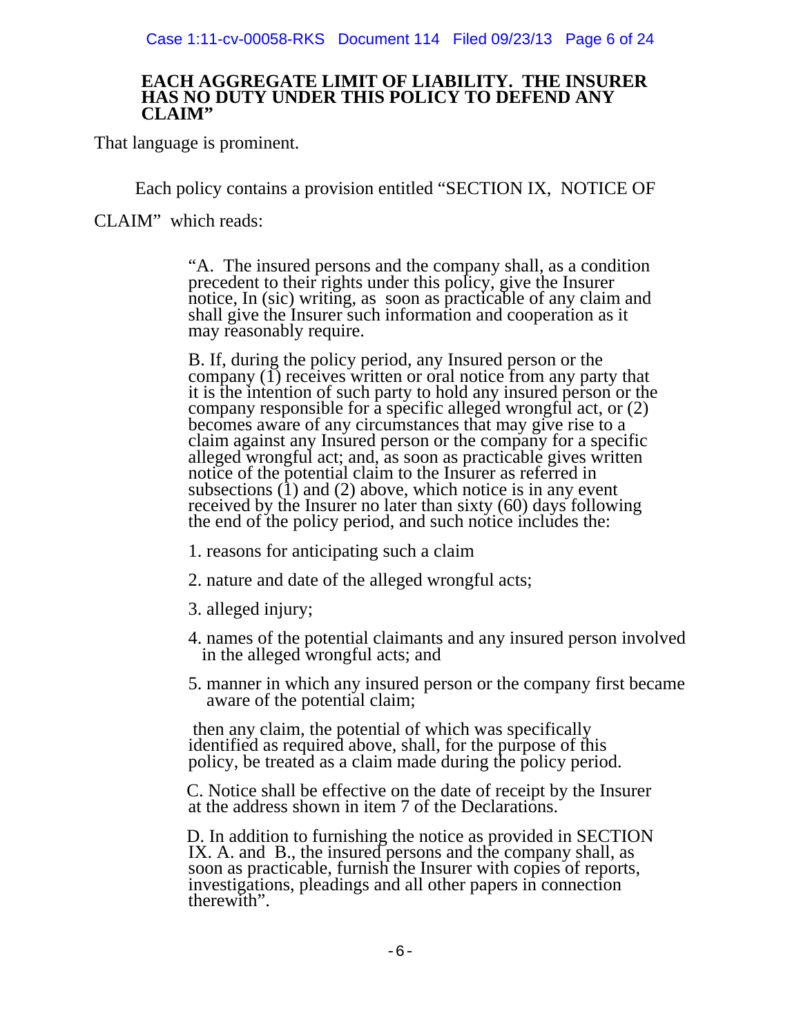**EACH AGGREGATE LIMIT OF LIABILITY. THE INSURER HAS NO DUTY UNDER THIS POLICY TO DEFEND ANY CLAIM"**

That language is prominent.

Each policy contains a provision entitled "SECTION IX, NOTICE OF CLAIM" which reads:

> "A. The insured persons and the company shall, as a condition precedent to their rights under this policy, give the Insurer notice, In (sic) writing, as soon as practicable of any claim and shall give the Insurer such information and cooperation as it may reasonably require.
>
> B. If, during the policy period, any Insured person or the company (1) receives written or oral notice from any party that it is the intention of such party to hold any insured person or the company responsible for a specific alleged wrongful act, or (2) becomes aware of any circumstances that may give rise to a claim against any Insured person or the company for a specific alleged wrongful act; and, as soon as practicable gives written notice of the potential claim to the Insurer as referred in subsections (1) and (2) above, which notice is in any event received by the Insurer no later than sixty (60) days following the end of the policy period, and such notice includes the:
>
> 1. reasons for anticipating such a claim
> 2. nature and date of the alleged wrongful acts;
> 3. alleged injury;
> 4. names of the potential claimants and any insured person involved in the alleged wrongful acts; and
> 5. manner in which any insured person or the company first became aware of the potential claim;
>
> then any claim, the potential of which was specifically identified as required above, shall, for the purpose of this policy, be treated as a claim made during the policy period.
>
> C. Notice shall be effective on the date of receipt by the Insurer at the address shown in item 7 of the Declarations.
>
> D. In addition to furnishing the notice as provided in SECTION IX. A. and B., the insured persons and the company shall, as soon as practicable, furnish the Insurer with copies of reports, investigations, pleadings and all other papers in connection therewith".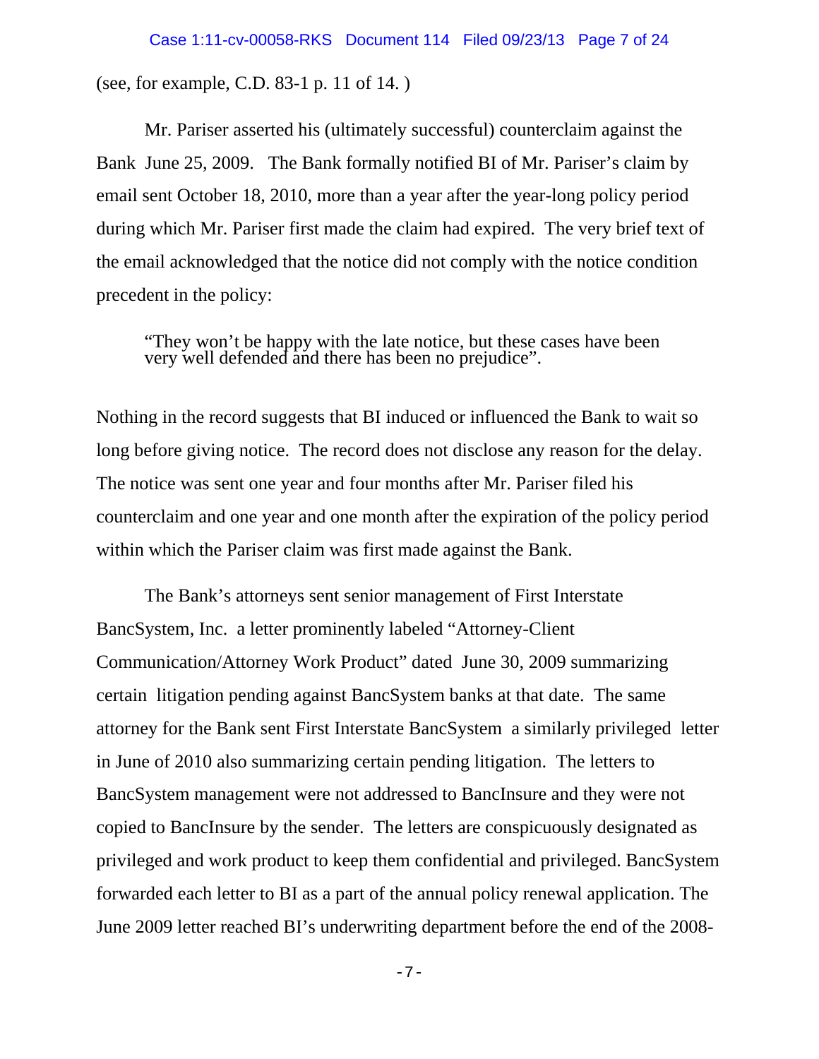(see, for example, C.D. 83-1 p. 11 of 14. )

Mr. Pariser asserted his (ultimately successful) counterclaim against the Bank June 25, 2009. The Bank formally notified BI of Mr. Pariser's claim by email sent October 18, 2010, more than a year after the year-long policy period during which Mr. Pariser first made the claim had expired. The very brief text of the email acknowledged that the notice did not comply with the notice condition precedent in the policy:

> "They won't be happy with the late notice, but these cases have been very well defended and there has been no prejudice".

Nothing in the record suggests that BI induced or influenced the Bank to wait so long before giving notice. The record does not disclose any reason for the delay. The notice was sent one year and four months after Mr. Pariser filed his counterclaim and one year and one month after the expiration of the policy period within which the Pariser claim was first made against the Bank.

The Bank's attorneys sent senior management of First Interstate BancSystem, Inc. a letter prominently labeled "Attorney-Client Communication/Attorney Work Product" dated June 30, 2009 summarizing certain litigation pending against BancSystem banks at that date. The same attorney for the Bank sent First Interstate BancSystem a similarly privileged letter in June of 2010 also summarizing certain pending litigation. The letters to BancSystem management were not addressed to BancInsure and they were not copied to BancInsure by the sender. The letters are conspicuously designated as privileged and work product to keep them confidential and privileged. BancSystem forwarded each letter to BI as a part of the annual policy renewal application. The June 2009 letter reached BI's underwriting department before the end of the 2008-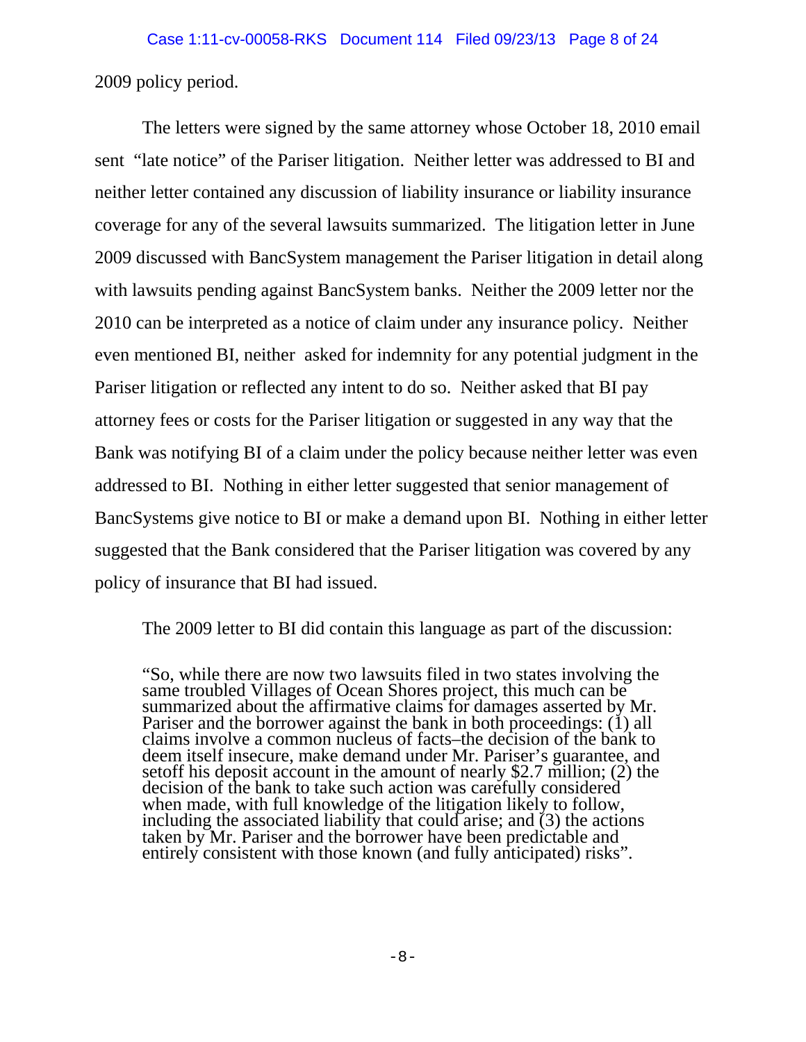2009 policy period.

The letters were signed by the same attorney whose October 18, 2010 email sent "late notice" of the Pariser litigation. Neither letter was addressed to BI and neither letter contained any discussion of liability insurance or liability insurance coverage for any of the several lawsuits summarized. The litigation letter in June 2009 discussed with BancSystem management the Pariser litigation in detail along with lawsuits pending against BancSystem banks. Neither the 2009 letter nor the 2010 can be interpreted as a notice of claim under any insurance policy. Neither even mentioned BI, neither asked for indemnity for any potential judgment in the Pariser litigation or reflected any intent to do so. Neither asked that BI pay attorney fees or costs for the Pariser litigation or suggested in any way that the Bank was notifying BI of a claim under the policy because neither letter was even addressed to BI. Nothing in either letter suggested that senior management of BancSystems give notice to BI or make a demand upon BI. Nothing in either letter suggested that the Bank considered that the Pariser litigation was covered by any policy of insurance that BI had issued.

The 2009 letter to BI did contain this language as part of the discussion:

> "So, while there are now two lawsuits filed in two states involving the same troubled Villages of Ocean Shores project, this much can be summarized about the affirmative claims for damages asserted by Mr. Pariser and the borrower against the bank in both proceedings: (1) all claims involve a common nucleus of facts–the decision of the bank to deem itself insecure, make demand under Mr. Pariser's guarantee, and setoff his deposit account in the amount of nearly $2.7 million; (2) the decision of the bank to take such action was carefully considered when made, with full knowledge of the litigation likely to follow, including the associated liability that could arise; and (3) the actions taken by Mr. Pariser and the borrower have been predictable and entirely consistent with those known (and fully anticipated) risks".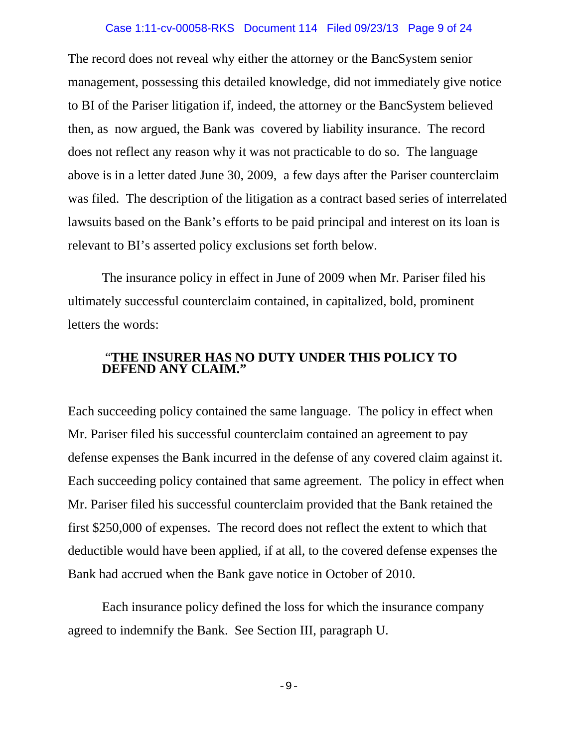The record does not reveal why either the attorney or the BancSystem senior management, possessing this detailed knowledge, did not immediately give notice to BI of the Pariser litigation if, indeed, the attorney or the BancSystem believed then, as now argued, the Bank was covered by liability insurance. The record does not reflect any reason why it was not practicable to do so. The language above is in a letter dated June 30, 2009, a few days after the Pariser counterclaim was filed. The description of the litigation as a contract based series of interrelated lawsuits based on the Bank's efforts to be paid principal and interest on its loan is relevant to BI's asserted policy exclusions set forth below.

The insurance policy in effect in June of 2009 when Mr. Pariser filed his ultimately successful counterclaim contained, in capitalized, bold, prominent letters the words:

> **"THE INSURER HAS NO DUTY UNDER THIS POLICY TO DEFEND ANY CLAIM."**

Each succeeding policy contained the same language. The policy in effect when Mr. Pariser filed his successful counterclaim contained an agreement to pay defense expenses the Bank incurred in the defense of any covered claim against it. Each succeeding policy contained that same agreement. The policy in effect when Mr. Pariser filed his successful counterclaim provided that the Bank retained the first $250,000 of expenses. The record does not reflect the extent to which that deductible would have been applied, if at all, to the covered defense expenses the Bank had accrued when the Bank gave notice in October of 2010.

Each insurance policy defined the loss for which the insurance company agreed to indemnify the Bank. See Section III, paragraph U.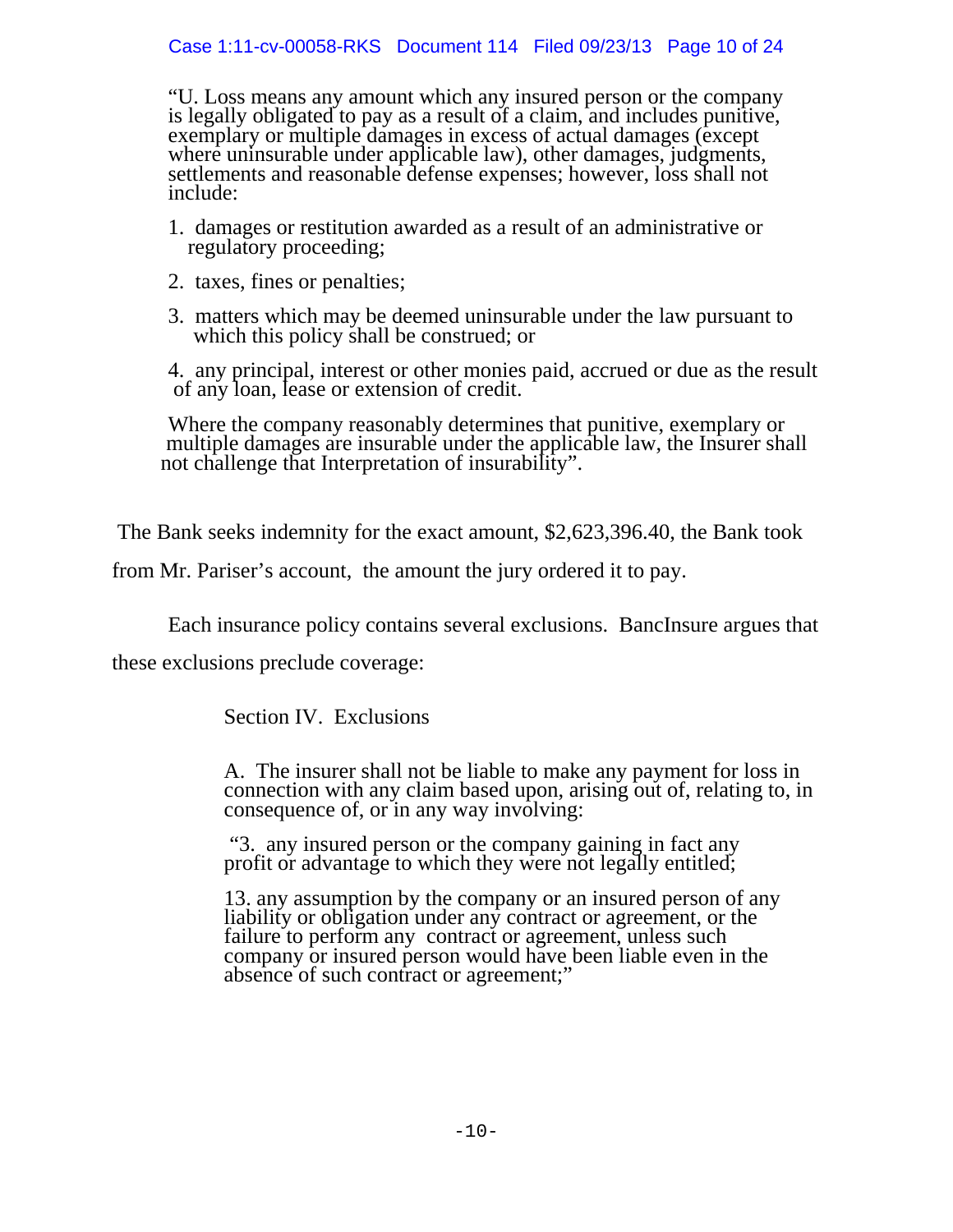> "U. Loss means any amount which any insured person or the company is legally obligated to pay as a result of a claim, and includes punitive, exemplary or multiple damages in excess of actual damages (except where uninsurable under applicable law), other damages, judgments, settlements and reasonable defense expenses; however, loss shall not include:
>
> 1. damages or restitution awarded as a result of an administrative or regulatory proceeding;
>
> 2. taxes, fines or penalties;
>
> 3. matters which may be deemed uninsurable under the law pursuant to which this policy shall be construed; or
>
> 4. any principal, interest or other monies paid, accrued or due as the result of any loan, lease or extension of credit.
>
> Where the company reasonably determines that punitive, exemplary or multiple damages are insurable under the applicable law, the Insurer shall not challenge that Interpretation of insurability".

The Bank seeks indemnity for the exact amount, $2,623,396.40, the Bank took from Mr. Pariser's account, the amount the jury ordered it to pay.

Each insurance policy contains several exclusions. BancInsure argues that these exclusions preclude coverage:

> Section IV. Exclusions
>
> A. The insurer shall not be liable to make any payment for loss in connection with any claim based upon, arising out of, relating to, in consequence of, or in any way involving:
>
> "3. any insured person or the company gaining in fact any profit or advantage to which they were not legally entitled;
>
> 13. any assumption by the company or an insured person of any liability or obligation under any contract or agreement, or the failure to perform any contract or agreement, unless such company or insured person would have been liable even in the absence of such contract or agreement;"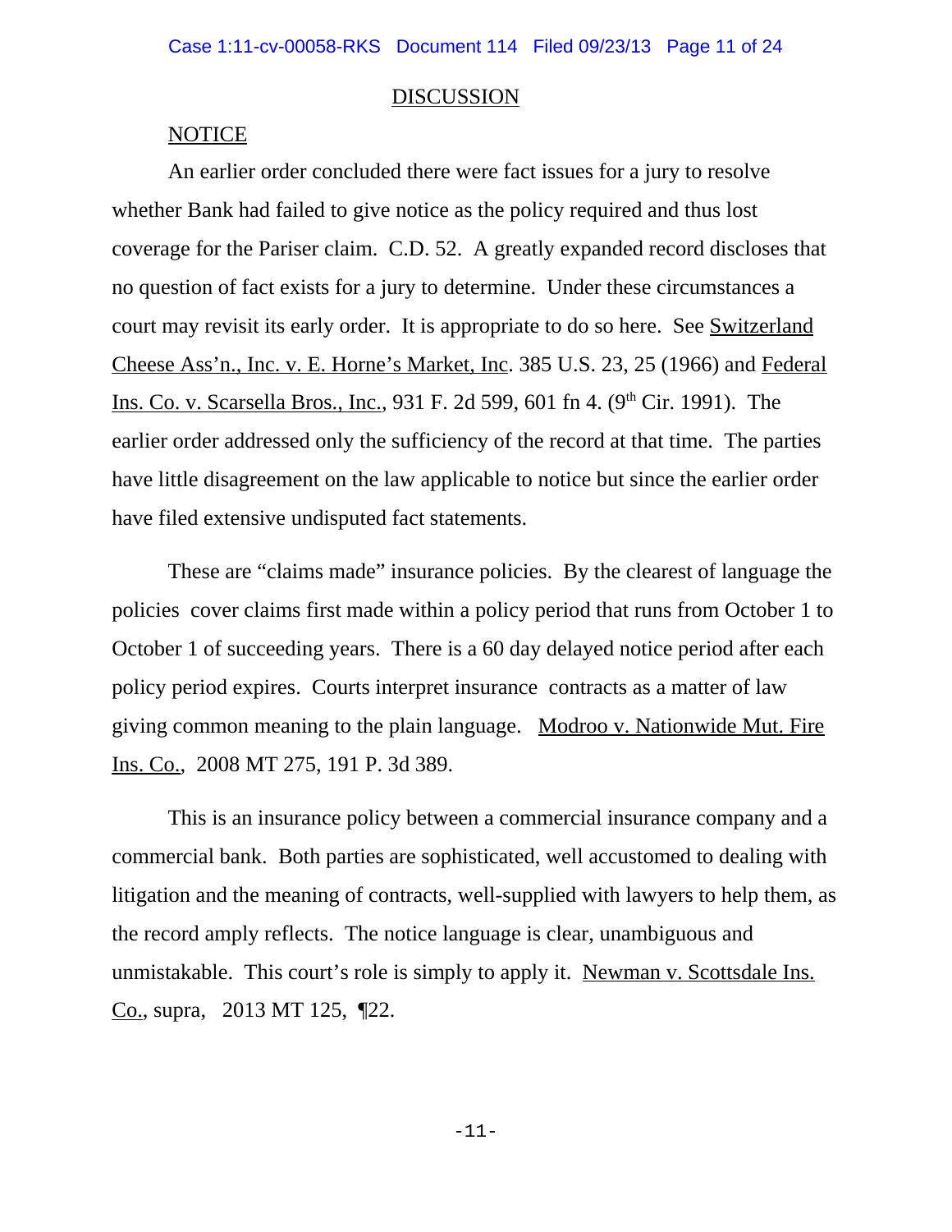## DISCUSSION

### NOTICE

An earlier order concluded there were fact issues for a jury to resolve whether Bank had failed to give notice as the policy required and thus lost coverage for the Pariser claim. C.D. 52. A greatly expanded record discloses that no question of fact exists for a jury to determine. Under these circumstances a court may revisit its early order. It is appropriate to do so here. See Switzerland Cheese Ass'n., Inc. v. E. Horne's Market, Inc. 385 U.S. 23, 25 (1966) and Federal Ins. Co. v. Scarsella Bros., Inc., 931 F. 2d 599, 601 fn 4. (9th Cir. 1991). The earlier order addressed only the sufficiency of the record at that time. The parties have little disagreement on the law applicable to notice but since the earlier order have filed extensive undisputed fact statements.

These are "claims made" insurance policies. By the clearest of language the policies cover claims first made within a policy period that runs from October 1 to October 1 of succeeding years. There is a 60 day delayed notice period after each policy period expires. Courts interpret insurance contracts as a matter of law giving common meaning to the plain language. Modroo v. Nationwide Mut. Fire Ins. Co., 2008 MT 275, 191 P. 3d 389.

This is an insurance policy between a commercial insurance company and a commercial bank. Both parties are sophisticated, well accustomed to dealing with litigation and the meaning of contracts, well-supplied with lawyers to help them, as the record amply reflects. The notice language is clear, unambiguous and unmistakable. This court's role is simply to apply it. Newman v. Scottsdale Ins. Co., supra, 2013 MT 125, ¶22.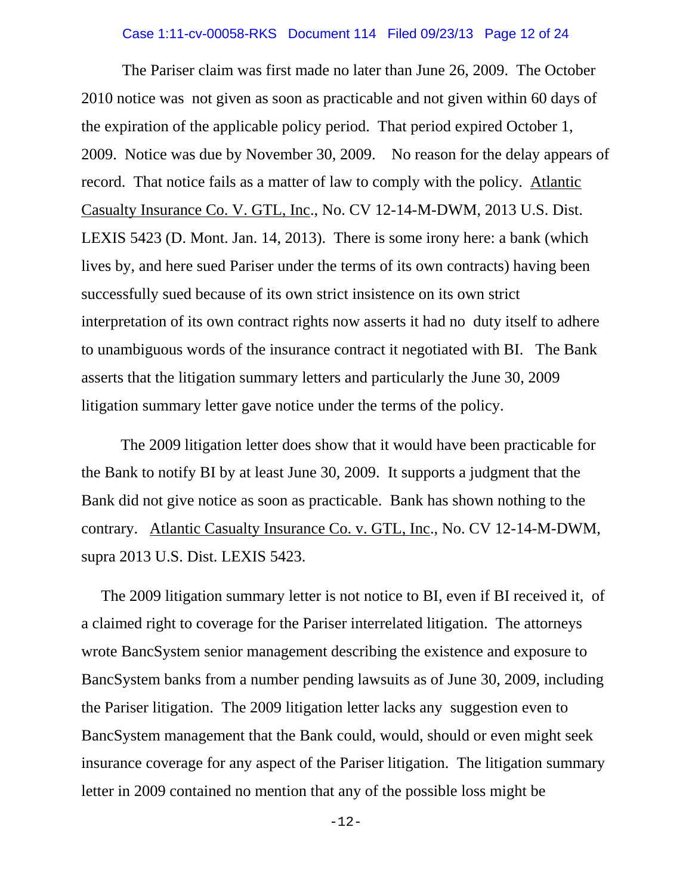The Pariser claim was first made no later than June 26, 2009. The October 2010 notice was not given as soon as practicable and not given within 60 days of the expiration of the applicable policy period. That period expired October 1, 2009. Notice was due by November 30, 2009. No reason for the delay appears of record. That notice fails as a matter of law to comply with the policy. Atlantic Casualty Insurance Co. V. GTL, Inc., No. CV 12-14-M-DWM, 2013 U.S. Dist. LEXIS 5423 (D. Mont. Jan. 14, 2013). There is some irony here: a bank (which lives by, and here sued Pariser under the terms of its own contracts) having been successfully sued because of its own strict insistence on its own strict interpretation of its own contract rights now asserts it had no duty itself to adhere to unambiguous words of the insurance contract it negotiated with BI. The Bank asserts that the litigation summary letters and particularly the June 30, 2009 litigation summary letter gave notice under the terms of the policy.

The 2009 litigation letter does show that it would have been practicable for the Bank to notify BI by at least June 30, 2009. It supports a judgment that the Bank did not give notice as soon as practicable. Bank has shown nothing to the contrary. Atlantic Casualty Insurance Co. v. GTL, Inc., No. CV 12-14-M-DWM, supra 2013 U.S. Dist. LEXIS 5423.

The 2009 litigation summary letter is not notice to BI, even if BI received it, of a claimed right to coverage for the Pariser interrelated litigation. The attorneys wrote BancSystem senior management describing the existence and exposure to BancSystem banks from a number pending lawsuits as of June 30, 2009, including the Pariser litigation. The 2009 litigation letter lacks any suggestion even to BancSystem management that the Bank could, would, should or even might seek insurance coverage for any aspect of the Pariser litigation. The litigation summary letter in 2009 contained no mention that any of the possible loss might be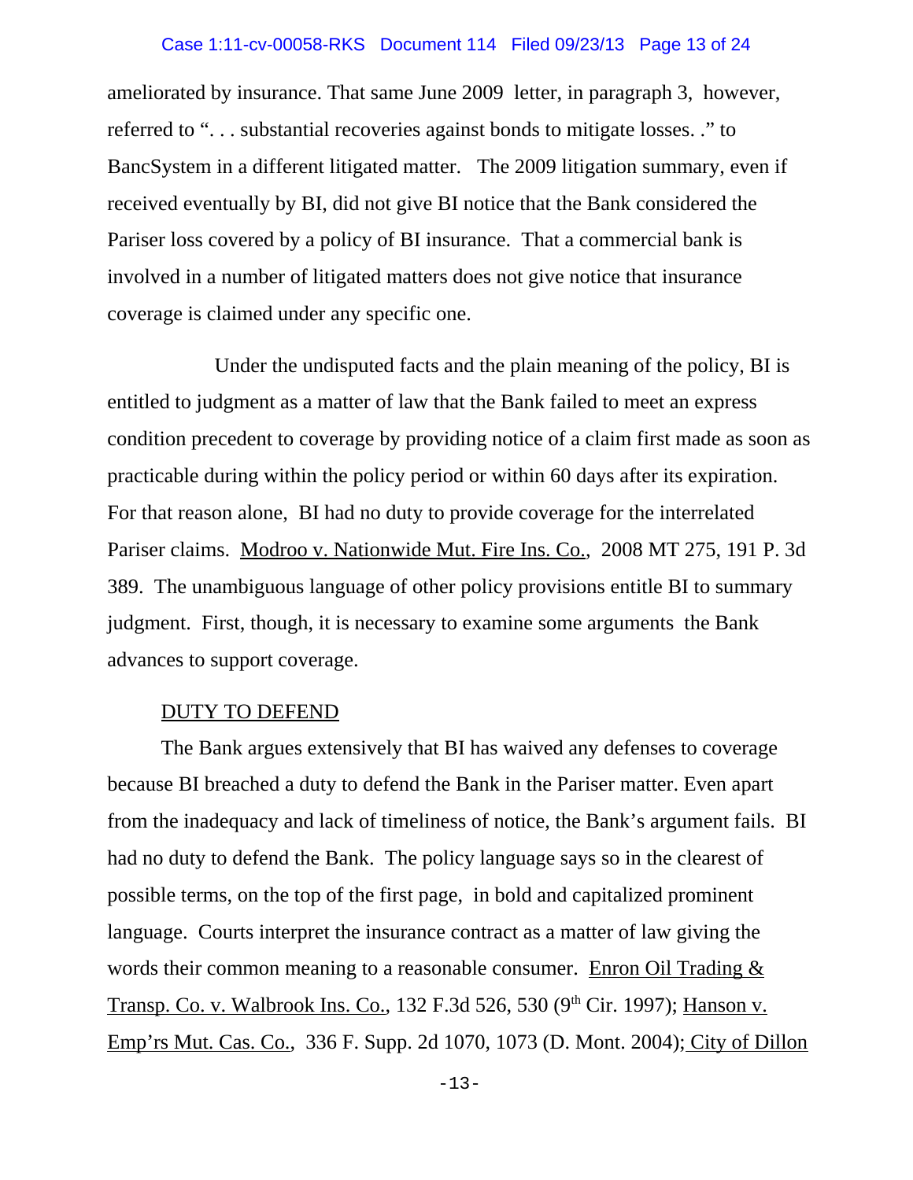ameliorated by insurance. That same June 2009 letter, in paragraph 3, however, referred to ". . . substantial recoveries against bonds to mitigate losses. ." to BancSystem in a different litigated matter. The 2009 litigation summary, even if received eventually by BI, did not give BI notice that the Bank considered the Pariser loss covered by a policy of BI insurance. That a commercial bank is involved in a number of litigated matters does not give notice that insurance coverage is claimed under any specific one.

Under the undisputed facts and the plain meaning of the policy, BI is entitled to judgment as a matter of law that the Bank failed to meet an express condition precedent to coverage by providing notice of a claim first made as soon as practicable during within the policy period or within 60 days after its expiration. For that reason alone, BI had no duty to provide coverage for the interrelated Pariser claims. Modroo v. Nationwide Mut. Fire Ins. Co., 2008 MT 275, 191 P. 3d 389. The unambiguous language of other policy provisions entitle BI to summary judgment. First, though, it is necessary to examine some arguments the Bank advances to support coverage.

DUTY TO DEFEND

The Bank argues extensively that BI has waived any defenses to coverage because BI breached a duty to defend the Bank in the Pariser matter. Even apart from the inadequacy and lack of timeliness of notice, the Bank's argument fails. BI had no duty to defend the Bank. The policy language says so in the clearest of possible terms, on the top of the first page, in bold and capitalized prominent language. Courts interpret the insurance contract as a matter of law giving the words their common meaning to a reasonable consumer. Enron Oil Trading & Transp. Co. v. Walbrook Ins. Co., 132 F.3d 526, 530 (9th Cir. 1997); Hanson v. Emp'rs Mut. Cas. Co., 336 F. Supp. 2d 1070, 1073 (D. Mont. 2004); City of Dillon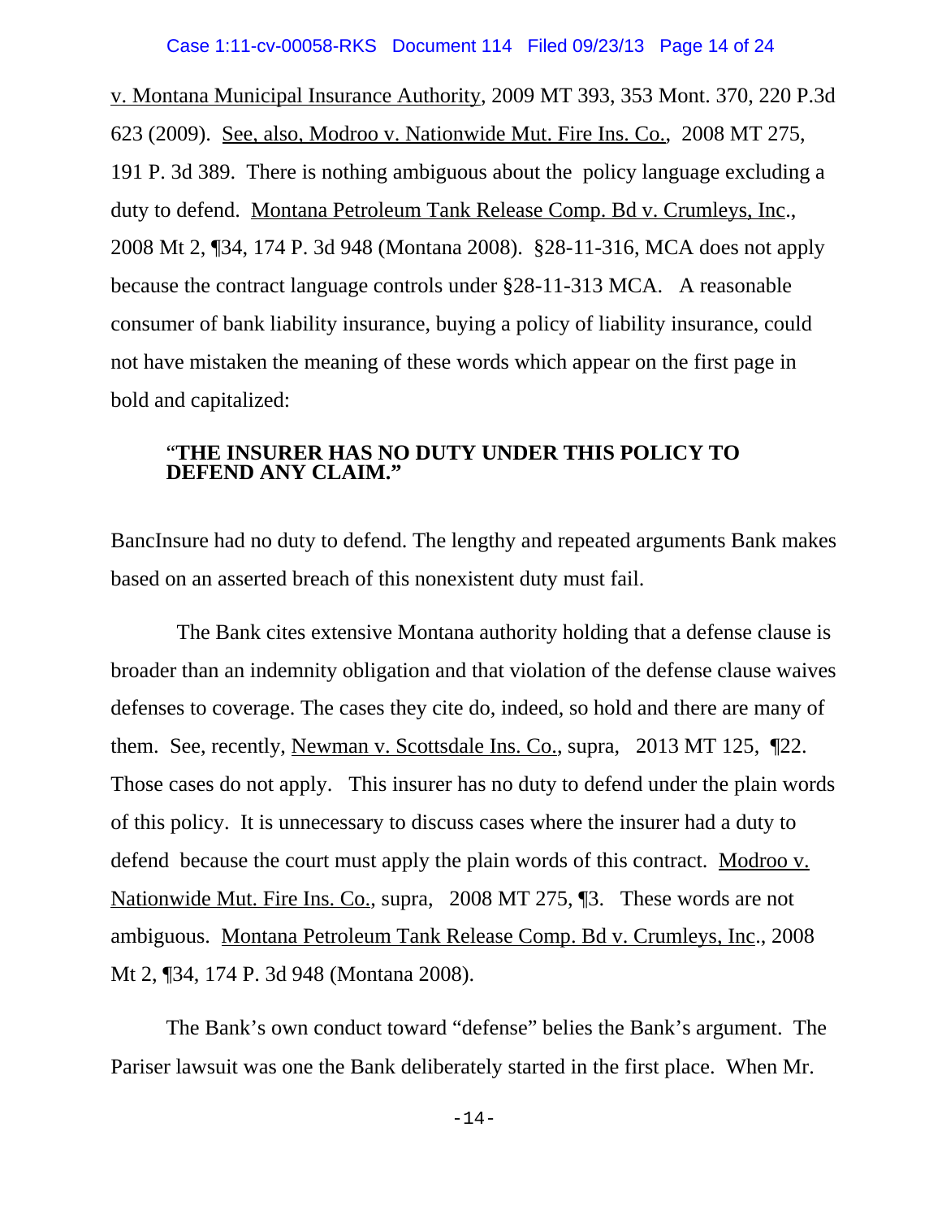v. Montana Municipal Insurance Authority, 2009 MT 393, 353 Mont. 370, 220 P.3d 623 (2009). See, also, Modroo v. Nationwide Mut. Fire Ins. Co., 2008 MT 275, 191 P. 3d 389. There is nothing ambiguous about the policy language excluding a duty to defend. Montana Petroleum Tank Release Comp. Bd v. Crumleys, Inc., 2008 Mt 2, ¶34, 174 P. 3d 948 (Montana 2008). §28-11-316, MCA does not apply because the contract language controls under §28-11-313 MCA. A reasonable consumer of bank liability insurance, buying a policy of liability insurance, could not have mistaken the meaning of these words which appear on the first page in bold and capitalized:

> "**THE INSURER HAS NO DUTY UNDER THIS POLICY TO DEFEND ANY CLAIM."**

BancInsure had no duty to defend. The lengthy and repeated arguments Bank makes based on an asserted breach of this nonexistent duty must fail.

The Bank cites extensive Montana authority holding that a defense clause is broader than an indemnity obligation and that violation of the defense clause waives defenses to coverage. The cases they cite do, indeed, so hold and there are many of them. See, recently, Newman v. Scottsdale Ins. Co., supra, 2013 MT 125, ¶22. Those cases do not apply. This insurer has no duty to defend under the plain words of this policy. It is unnecessary to discuss cases where the insurer had a duty to defend because the court must apply the plain words of this contract. Modroo v. Nationwide Mut. Fire Ins. Co., supra, 2008 MT 275, ¶3. These words are not ambiguous. Montana Petroleum Tank Release Comp. Bd v. Crumleys, Inc., 2008 Mt 2, ¶34, 174 P. 3d 948 (Montana 2008).

The Bank's own conduct toward "defense" belies the Bank's argument. The Pariser lawsuit was one the Bank deliberately started in the first place. When Mr.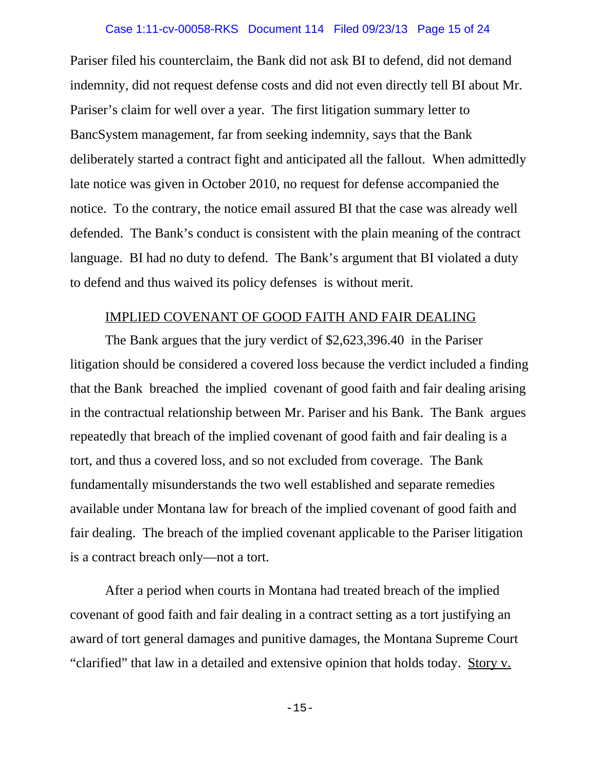Pariser filed his counterclaim, the Bank did not ask BI to defend, did not demand indemnity, did not request defense costs and did not even directly tell BI about Mr. Pariser's claim for well over a year. The first litigation summary letter to BancSystem management, far from seeking indemnity, says that the Bank deliberately started a contract fight and anticipated all the fallout. When admittedly late notice was given in October 2010, no request for defense accompanied the notice. To the contrary, the notice email assured BI that the case was already well defended. The Bank's conduct is consistent with the plain meaning of the contract language. BI had no duty to defend. The Bank's argument that BI violated a duty to defend and thus waived its policy defenses is without merit.

<u>IMPLIED COVENANT OF GOOD FAITH AND FAIR DEALING</u>

The Bank argues that the jury verdict of $2,623,396.40 in the Pariser litigation should be considered a covered loss because the verdict included a finding that the Bank breached the implied covenant of good faith and fair dealing arising in the contractual relationship between Mr. Pariser and his Bank. The Bank argues repeatedly that breach of the implied covenant of good faith and fair dealing is a tort, and thus a covered loss, and so not excluded from coverage. The Bank fundamentally misunderstands the two well established and separate remedies available under Montana law for breach of the implied covenant of good faith and fair dealing. The breach of the implied covenant applicable to the Pariser litigation is a contract breach only—not a tort.

After a period when courts in Montana had treated breach of the implied covenant of good faith and fair dealing in a contract setting as a tort justifying an award of tort general damages and punitive damages, the Montana Supreme Court "clarified" that law in a detailed and extensive opinion that holds today. <u>Story v.</u>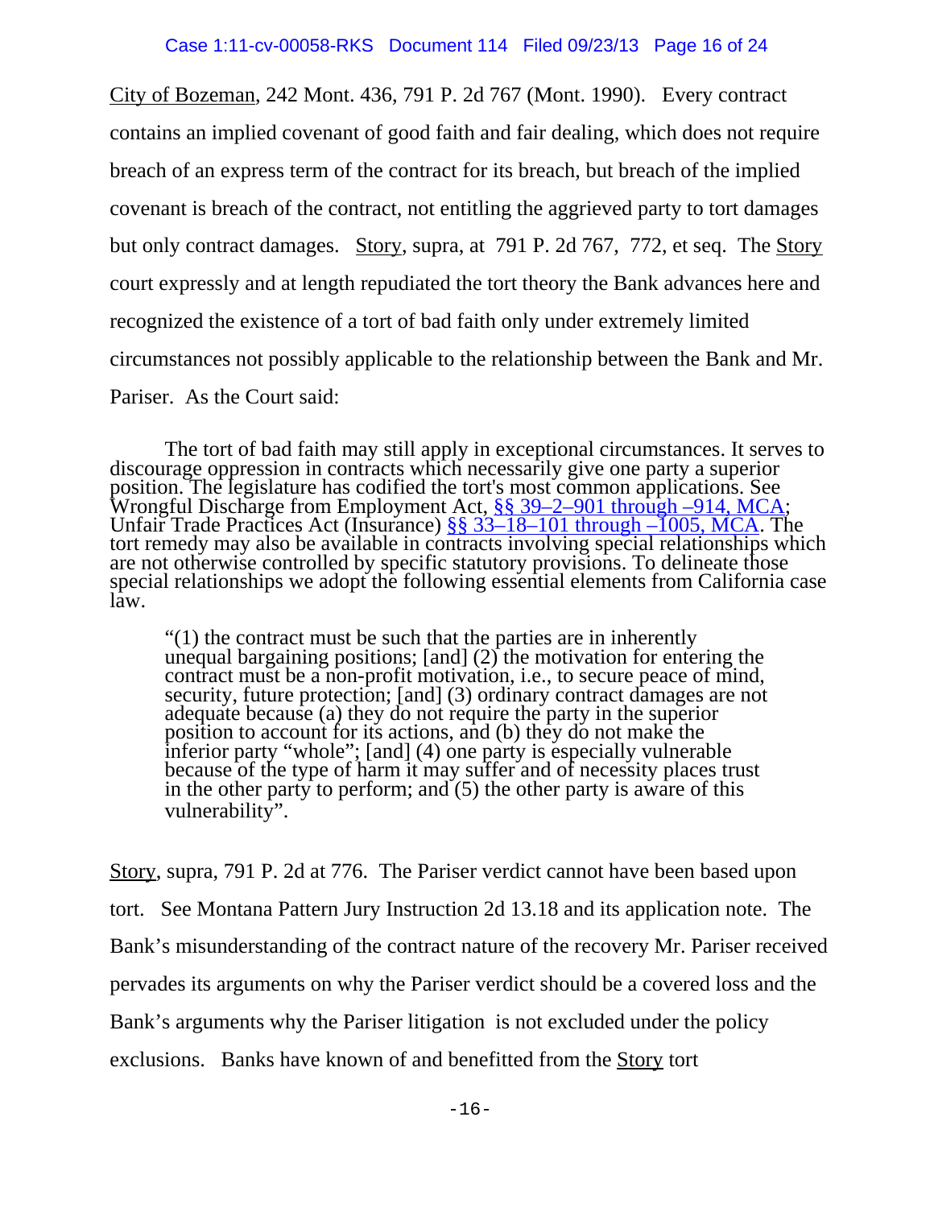City of Bozeman, 242 Mont. 436, 791 P. 2d 767 (Mont. 1990). Every contract contains an implied covenant of good faith and fair dealing, which does not require breach of an express term of the contract for its breach, but breach of the implied covenant is breach of the contract, not entitling the aggrieved party to tort damages but only contract damages. Story, supra, at 791 P. 2d 767, 772, et seq. The Story court expressly and at length repudiated the tort theory the Bank advances here and recognized the existence of a tort of bad faith only under extremely limited circumstances not possibly applicable to the relationship between the Bank and Mr. Pariser. As the Court said:

> The tort of bad faith may still apply in exceptional circumstances. It serves to discourage oppression in contracts which necessarily give one party a superior position. The legislature has codified the tort's most common applications. See Wrongful Discharge from Employment Act, §§ 39–2–901 through –914, MCA; Unfair Trade Practices Act (Insurance) §§ 33–18–101 through –1005, MCA. The tort remedy may also be available in contracts involving special relationships which are not otherwise controlled by specific statutory provisions. To delineate those special relationships we adopt the following essential elements from California case law.
>
> > "(1) the contract must be such that the parties are in inherently unequal bargaining positions; [and] (2) the motivation for entering the contract must be a non-profit motivation, i.e., to secure peace of mind, security, future protection; [and] (3) ordinary contract damages are not adequate because (a) they do not require the party in the superior position to account for its actions, and (b) they do not make the inferior party "whole"; [and] (4) one party is especially vulnerable because of the type of harm it may suffer and of necessity places trust in the other party to perform; and (5) the other party is aware of this vulnerability".

Story, supra, 791 P. 2d at 776. The Pariser verdict cannot have been based upon tort. See Montana Pattern Jury Instruction 2d 13.18 and its application note. The Bank's misunderstanding of the contract nature of the recovery Mr. Pariser received pervades its arguments on why the Pariser verdict should be a covered loss and the Bank's arguments why the Pariser litigation is not excluded under the policy exclusions. Banks have known of and benefitted from the Story tort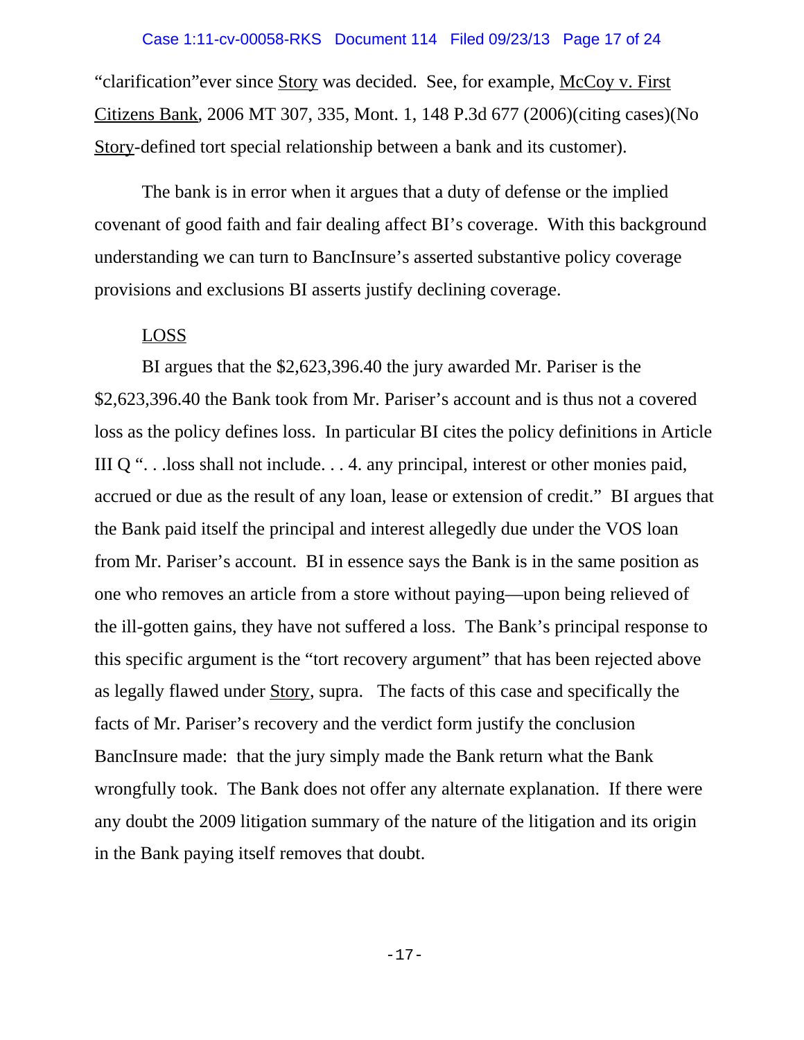"clarification"ever since Story was decided. See, for example, McCoy v. First Citizens Bank, 2006 MT 307, 335, Mont. 1, 148 P.3d 677 (2006)(citing cases)(No Story-defined tort special relationship between a bank and its customer).

The bank is in error when it argues that a duty of defense or the implied covenant of good faith and fair dealing affect BI's coverage. With this background understanding we can turn to BancInsure's asserted substantive policy coverage provisions and exclusions BI asserts justify declining coverage.

LOSS

BI argues that the $2,623,396.40 the jury awarded Mr. Pariser is the $2,623,396.40 the Bank took from Mr. Pariser's account and is thus not a covered loss as the policy defines loss. In particular BI cites the policy definitions in Article III Q ". . .loss shall not include. . . 4. any principal, interest or other monies paid, accrued or due as the result of any loan, lease or extension of credit." BI argues that the Bank paid itself the principal and interest allegedly due under the VOS loan from Mr. Pariser's account. BI in essence says the Bank is in the same position as one who removes an article from a store without paying—upon being relieved of the ill-gotten gains, they have not suffered a loss. The Bank's principal response to this specific argument is the "tort recovery argument" that has been rejected above as legally flawed under Story, supra. The facts of this case and specifically the facts of Mr. Pariser's recovery and the verdict form justify the conclusion BancInsure made: that the jury simply made the Bank return what the Bank wrongfully took. The Bank does not offer any alternate explanation. If there were any doubt the 2009 litigation summary of the nature of the litigation and its origin in the Bank paying itself removes that doubt.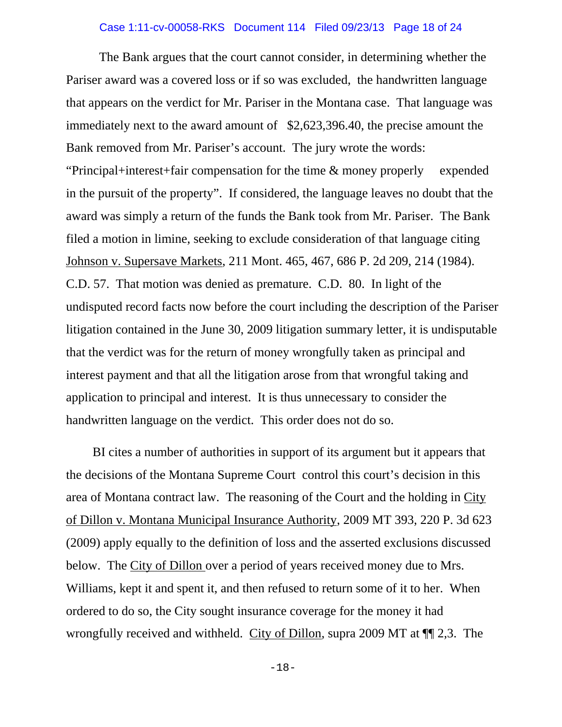The Bank argues that the court cannot consider, in determining whether the Pariser award was a covered loss or if so was excluded, the handwritten language that appears on the verdict for Mr. Pariser in the Montana case. That language was immediately next to the award amount of $2,623,396.40, the precise amount the Bank removed from Mr. Pariser's account. The jury wrote the words: "Principal+interest+fair compensation for the time & money properly expended in the pursuit of the property". If considered, the language leaves no doubt that the award was simply a return of the funds the Bank took from Mr. Pariser. The Bank filed a motion in limine, seeking to exclude consideration of that language citing Johnson v. Supersave Markets, 211 Mont. 465, 467, 686 P. 2d 209, 214 (1984). C.D. 57. That motion was denied as premature. C.D. 80. In light of the undisputed record facts now before the court including the description of the Pariser litigation contained in the June 30, 2009 litigation summary letter, it is undisputable that the verdict was for the return of money wrongfully taken as principal and interest payment and that all the litigation arose from that wrongful taking and application to principal and interest. It is thus unnecessary to consider the handwritten language on the verdict. This order does not do so.

BI cites a number of authorities in support of its argument but it appears that the decisions of the Montana Supreme Court control this court's decision in this area of Montana contract law. The reasoning of the Court and the holding in City of Dillon v. Montana Municipal Insurance Authority, 2009 MT 393, 220 P. 3d 623 (2009) apply equally to the definition of loss and the asserted exclusions discussed below. The City of Dillon over a period of years received money due to Mrs. Williams, kept it and spent it, and then refused to return some of it to her. When ordered to do so, the City sought insurance coverage for the money it had wrongfully received and withheld. City of Dillon, supra 2009 MT at ¶¶ 2,3. The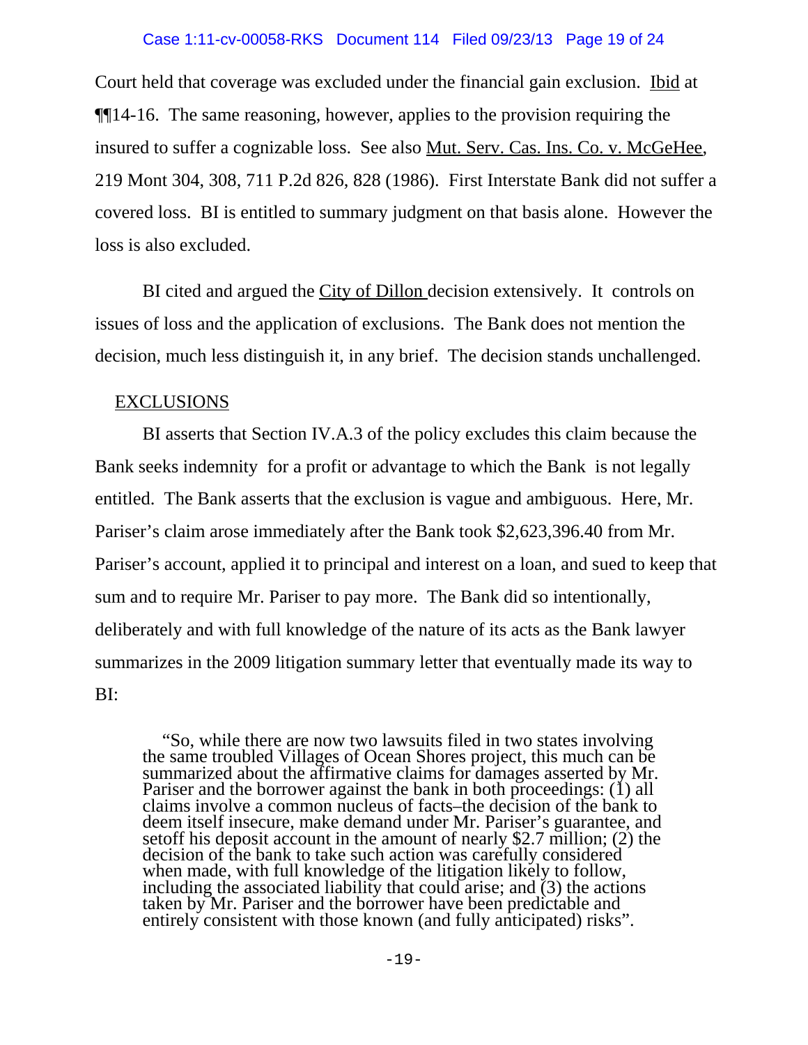Court held that coverage was excluded under the financial gain exclusion. Ibid at ¶¶14-16. The same reasoning, however, applies to the provision requiring the insured to suffer a cognizable loss. See also Mut. Serv. Cas. Ins. Co. v. McGeHee, 219 Mont 304, 308, 711 P.2d 826, 828 (1986). First Interstate Bank did not suffer a covered loss. BI is entitled to summary judgment on that basis alone. However the loss is also excluded.

BI cited and argued the City of Dillon decision extensively. It controls on issues of loss and the application of exclusions. The Bank does not mention the decision, much less distinguish it, in any brief. The decision stands unchallenged.

EXCLUSIONS

BI asserts that Section IV.A.3 of the policy excludes this claim because the Bank seeks indemnity for a profit or advantage to which the Bank is not legally entitled. The Bank asserts that the exclusion is vague and ambiguous. Here, Mr. Pariser's claim arose immediately after the Bank took $2,623,396.40 from Mr. Pariser's account, applied it to principal and interest on a loan, and sued to keep that sum and to require Mr. Pariser to pay more. The Bank did so intentionally, deliberately and with full knowledge of the nature of its acts as the Bank lawyer summarizes in the 2009 litigation summary letter that eventually made its way to BI:

> "So, while there are now two lawsuits filed in two states involving the same troubled Villages of Ocean Shores project, this much can be summarized about the affirmative claims for damages asserted by Mr. Pariser and the borrower against the bank in both proceedings: (1) all claims involve a common nucleus of facts–the decision of the bank to deem itself insecure, make demand under Mr. Pariser's guarantee, and setoff his deposit account in the amount of nearly $2.7 million; (2) the decision of the bank to take such action was carefully considered when made, with full knowledge of the litigation likely to follow, including the associated liability that could arise; and (3) the actions taken by Mr. Pariser and the borrower have been predictable and entirely consistent with those known (and fully anticipated) risks".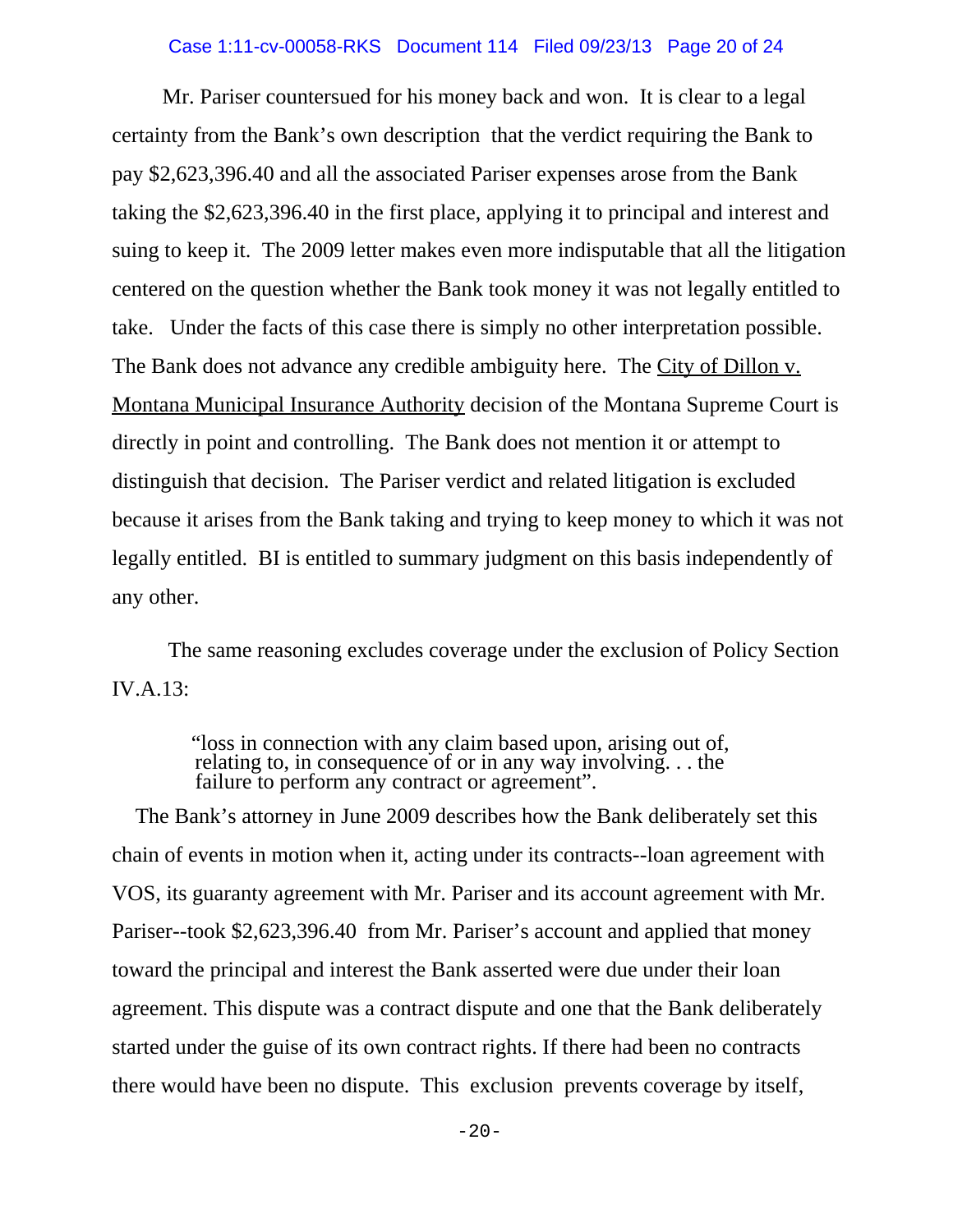Mr. Pariser countersued for his money back and won. It is clear to a legal certainty from the Bank's own description that the verdict requiring the Bank to pay $2,623,396.40 and all the associated Pariser expenses arose from the Bank taking the $2,623,396.40 in the first place, applying it to principal and interest and suing to keep it. The 2009 letter makes even more indisputable that all the litigation centered on the question whether the Bank took money it was not legally entitled to take. Under the facts of this case there is simply no other interpretation possible. The Bank does not advance any credible ambiguity here. The City of Dillon v. Montana Municipal Insurance Authority decision of the Montana Supreme Court is directly in point and controlling. The Bank does not mention it or attempt to distinguish that decision. The Pariser verdict and related litigation is excluded because it arises from the Bank taking and trying to keep money to which it was not legally entitled. BI is entitled to summary judgment on this basis independently of any other.

The same reasoning excludes coverage under the exclusion of Policy Section IV.A.13:

> "loss in connection with any claim based upon, arising out of, relating to, in consequence of or in any way involving. . . the failure to perform any contract or agreement".

The Bank's attorney in June 2009 describes how the Bank deliberately set this chain of events in motion when it, acting under its contracts--loan agreement with VOS, its guaranty agreement with Mr. Pariser and its account agreement with Mr. Pariser--took $2,623,396.40 from Mr. Pariser's account and applied that money toward the principal and interest the Bank asserted were due under their loan agreement. This dispute was a contract dispute and one that the Bank deliberately started under the guise of its own contract rights. If there had been no contracts there would have been no dispute. This exclusion prevents coverage by itself,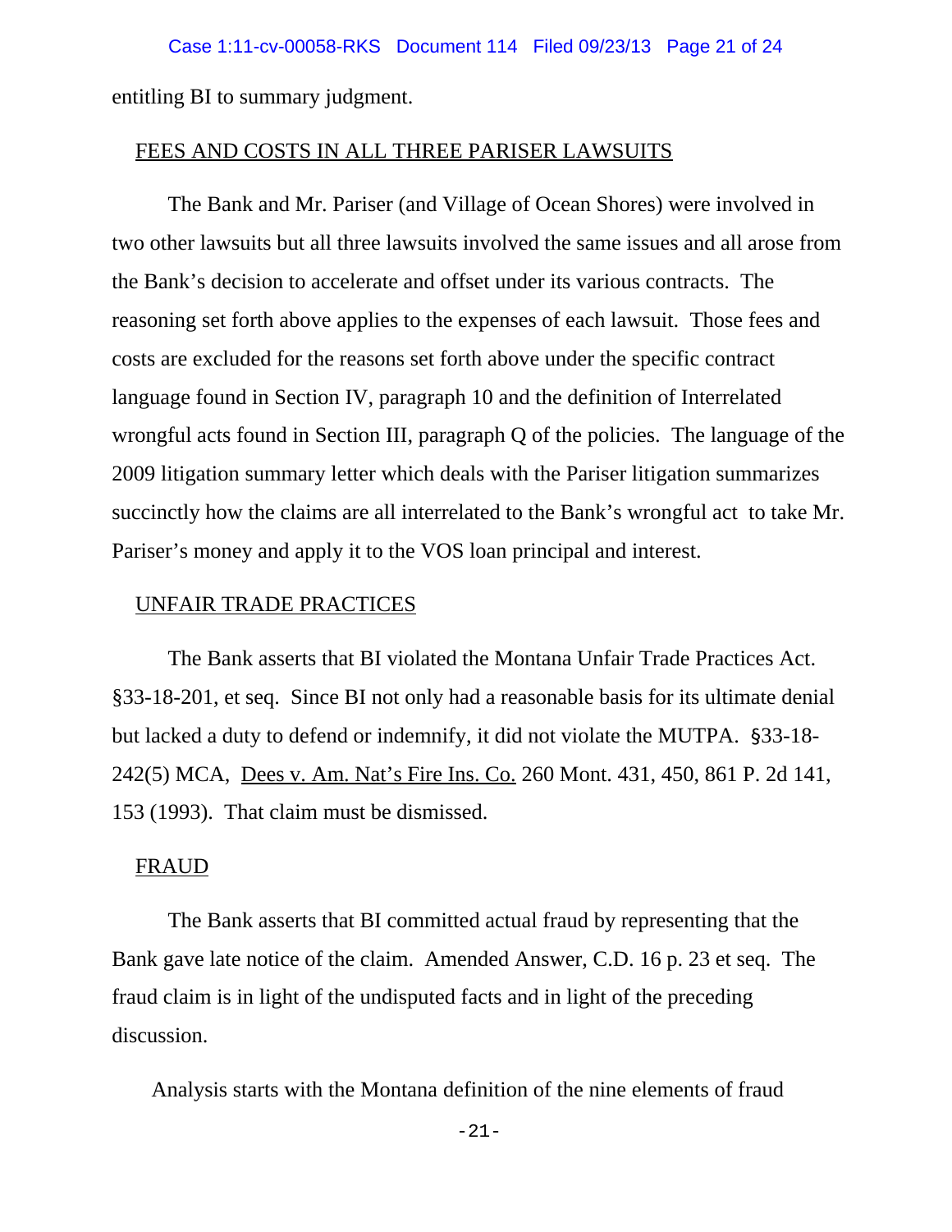entitling BI to summary judgment.

<u>FEES AND COSTS IN ALL THREE PARISER LAWSUITS</u>

The Bank and Mr. Pariser (and Village of Ocean Shores) were involved in two other lawsuits but all three lawsuits involved the same issues and all arose from the Bank's decision to accelerate and offset under its various contracts. The reasoning set forth above applies to the expenses of each lawsuit. Those fees and costs are excluded for the reasons set forth above under the specific contract language found in Section IV, paragraph 10 and the definition of Interrelated wrongful acts found in Section III, paragraph Q of the policies. The language of the 2009 litigation summary letter which deals with the Pariser litigation summarizes succinctly how the claims are all interrelated to the Bank's wrongful act to take Mr. Pariser's money and apply it to the VOS loan principal and interest.

<u>UNFAIR TRADE PRACTICES</u>

The Bank asserts that BI violated the Montana Unfair Trade Practices Act. §33-18-201, et seq. Since BI not only had a reasonable basis for its ultimate denial but lacked a duty to defend or indemnify, it did not violate the MUTPA. §33-18-242(5) MCA, <u>Dees v. Am. Nat's Fire Ins. Co.</u> 260 Mont. 431, 450, 861 P. 2d 141, 153 (1993). That claim must be dismissed.

<u>FRAUD</u>

The Bank asserts that BI committed actual fraud by representing that the Bank gave late notice of the claim. Amended Answer, C.D. 16 p. 23 et seq. The fraud claim is in light of the undisputed facts and in light of the preceding discussion.

Analysis starts with the Montana definition of the nine elements of fraud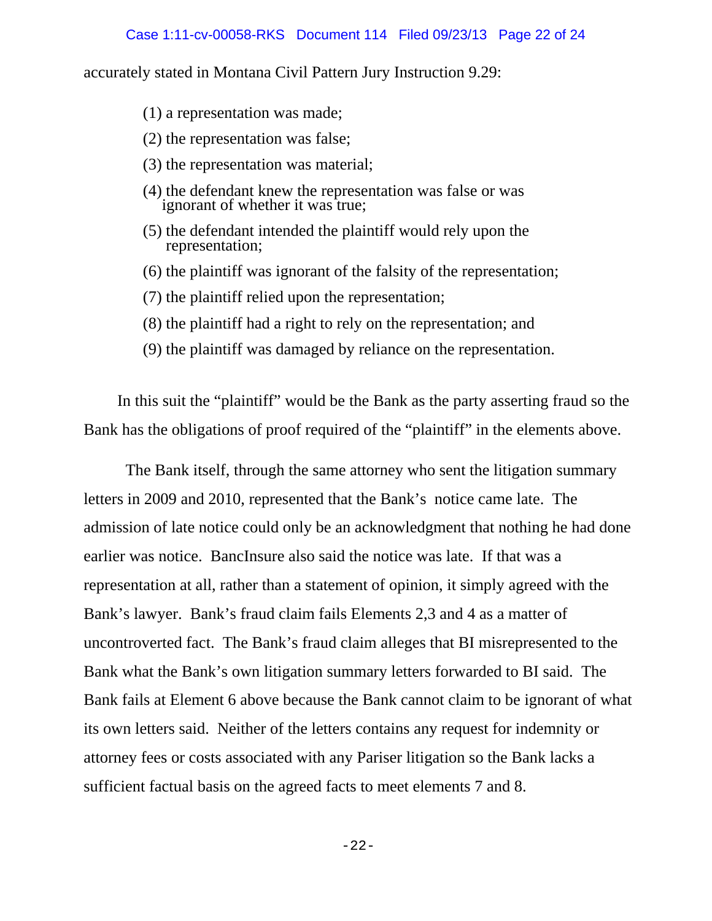accurately stated in Montana Civil Pattern Jury Instruction 9.29:

(1) a representation was made;

(2) the representation was false;

(3) the representation was material;

(4) the defendant knew the representation was false or was ignorant of whether it was true;

(5) the defendant intended the plaintiff would rely upon the representation;

(6) the plaintiff was ignorant of the falsity of the representation;

(7) the plaintiff relied upon the representation;

(8) the plaintiff had a right to rely on the representation; and

(9) the plaintiff was damaged by reliance on the representation.

In this suit the "plaintiff" would be the Bank as the party asserting fraud so the Bank has the obligations of proof required of the "plaintiff" in the elements above.

The Bank itself, through the same attorney who sent the litigation summary letters in 2009 and 2010, represented that the Bank's notice came late. The admission of late notice could only be an acknowledgment that nothing he had done earlier was notice. BancInsure also said the notice was late. If that was a representation at all, rather than a statement of opinion, it simply agreed with the Bank's lawyer. Bank's fraud claim fails Elements 2,3 and 4 as a matter of uncontroverted fact. The Bank's fraud claim alleges that BI misrepresented to the Bank what the Bank's own litigation summary letters forwarded to BI said. The Bank fails at Element 6 above because the Bank cannot claim to be ignorant of what its own letters said. Neither of the letters contains any request for indemnity or attorney fees or costs associated with any Pariser litigation so the Bank lacks a sufficient factual basis on the agreed facts to meet elements 7 and 8.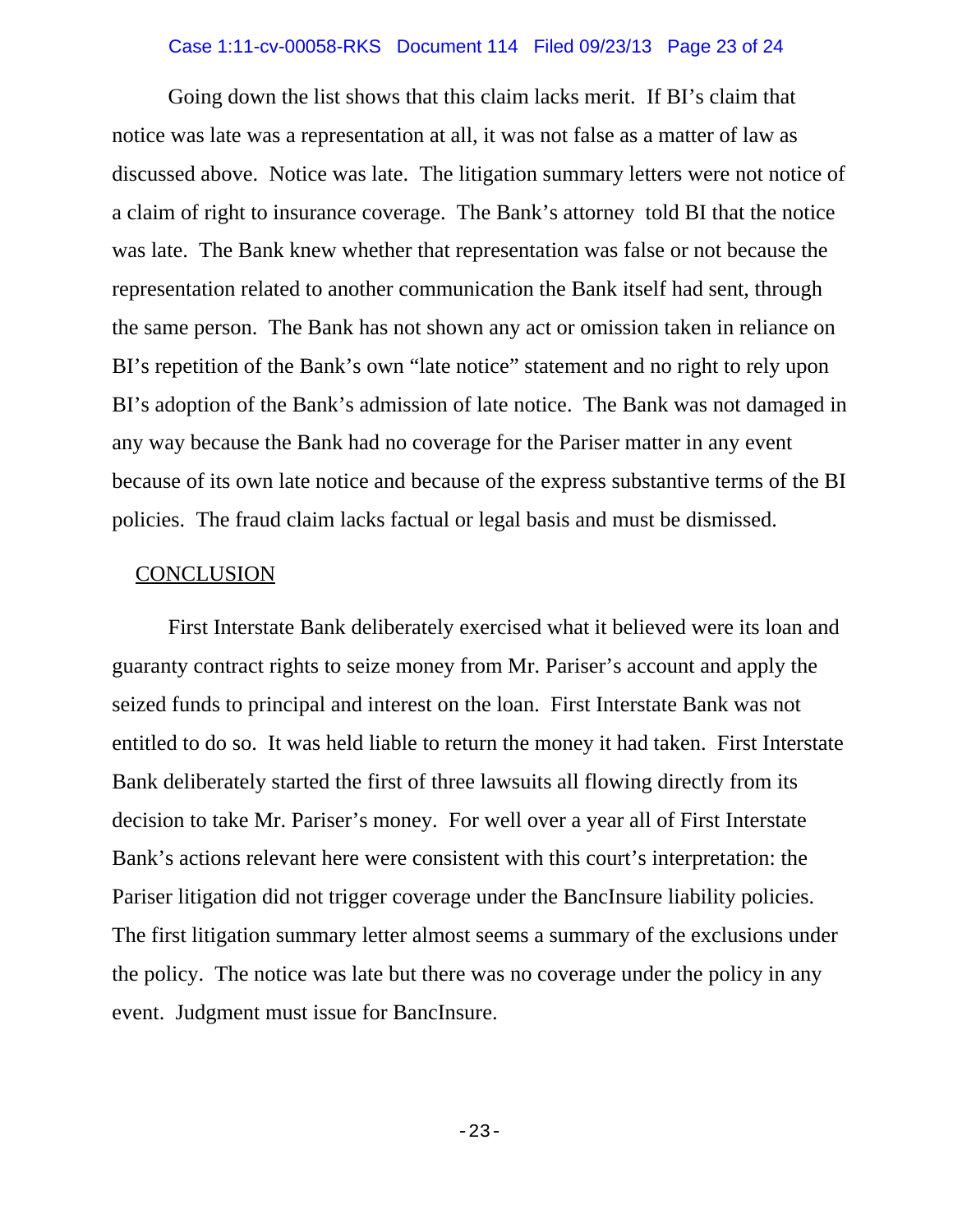Going down the list shows that this claim lacks merit. If BI's claim that notice was late was a representation at all, it was not false as a matter of law as discussed above. Notice was late. The litigation summary letters were not notice of a claim of right to insurance coverage. The Bank's attorney told BI that the notice was late. The Bank knew whether that representation was false or not because the representation related to another communication the Bank itself had sent, through the same person. The Bank has not shown any act or omission taken in reliance on BI's repetition of the Bank's own "late notice" statement and no right to rely upon BI's adoption of the Bank's admission of late notice. The Bank was not damaged in any way because the Bank had no coverage for the Pariser matter in any event because of its own late notice and because of the express substantive terms of the BI policies. The fraud claim lacks factual or legal basis and must be dismissed.

## CONCLUSION

First Interstate Bank deliberately exercised what it believed were its loan and guaranty contract rights to seize money from Mr. Pariser's account and apply the seized funds to principal and interest on the loan. First Interstate Bank was not entitled to do so. It was held liable to return the money it had taken. First Interstate Bank deliberately started the first of three lawsuits all flowing directly from its decision to take Mr. Pariser's money. For well over a year all of First Interstate Bank's actions relevant here were consistent with this court's interpretation: the Pariser litigation did not trigger coverage under the BancInsure liability policies. The first litigation summary letter almost seems a summary of the exclusions under the policy. The notice was late but there was no coverage under the policy in any event. Judgment must issue for BancInsure.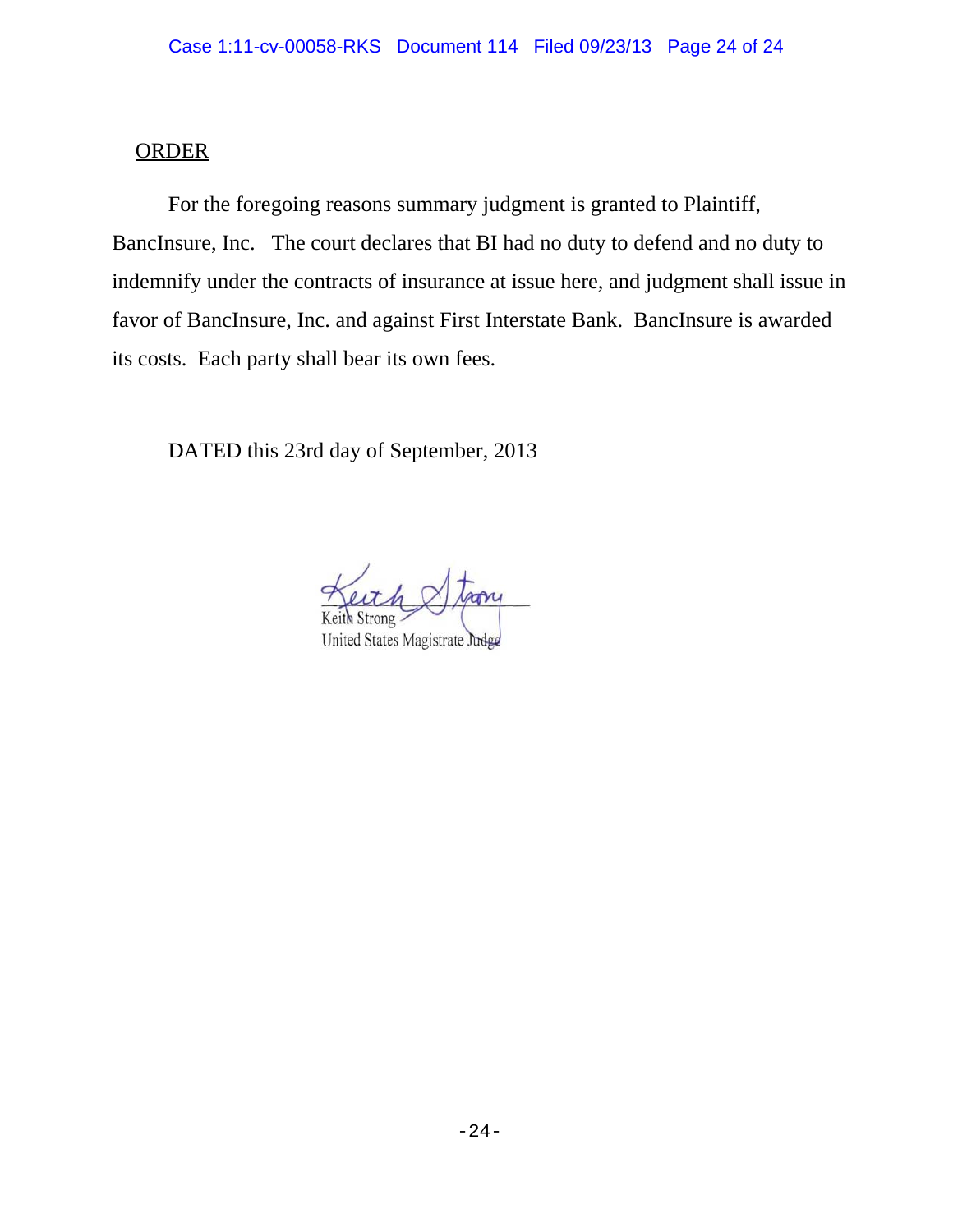<u>ORDER</u>

For the foregoing reasons summary judgment is granted to Plaintiff, BancInsure, Inc. The court declares that BI had no duty to defend and no duty to indemnify under the contracts of insurance at issue here, and judgment shall issue in favor of BancInsure, Inc. and against First Interstate Bank. BancInsure is awarded its costs. Each party shall bear its own fees.

DATED this 23rd day of September, 2013

Keith Strong
United States Magistrate Judge